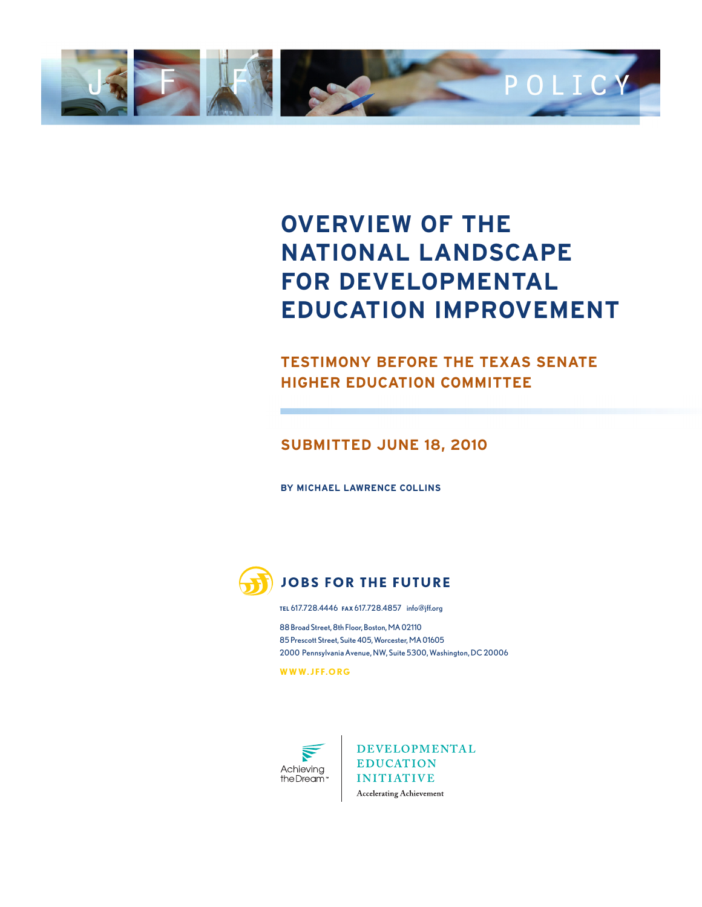JFF POLICY

# OVERVIEW OF THE NATIONAL LANDSCAPE FOR DEVELOPMENTAL EDUCATION IMPROVEMENT

## TESTIMONY BEFORE THE TEXAS SENATE HIGHER EDUCATION COMMITTEE

### SUBMITTED JUNE 18, 2010

**BY MICHAEL LAWRENCE COLLINS**

**JOBS FOR THE FUTURE**

**TEL** 617.728.4446 **FAX** 617.728.4857 info@jff.org

88 Broad Street, 8th Floor, Boston, MA 02110
85 Prescott Street, Suite 405, Worcester, MA 01605
2000 Pennsylvania Avenue, NW, Suite 5300, Washington, DC 20006

**WWW.JFF.ORG**

Achieving the Dream™

DEVELOPMENTAL EDUCATION INITIATIVE
Accelerating Achievement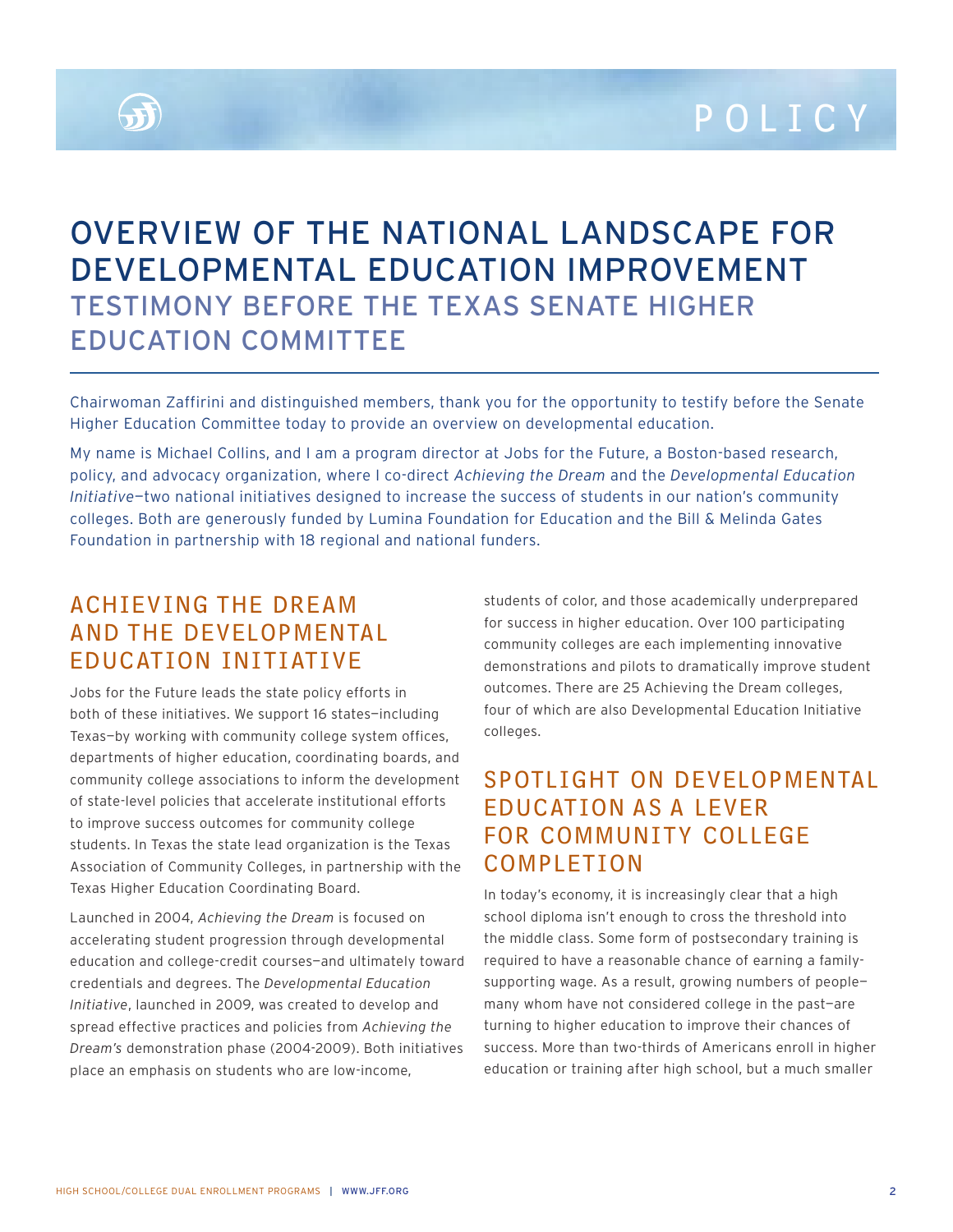# OVERVIEW OF THE NATIONAL LANDSCAPE FOR DEVELOPMENTAL EDUCATION IMPROVEMENT

## TESTIMONY BEFORE THE TEXAS SENATE HIGHER EDUCATION COMMITTEE

Chairwoman Zaffirini and distinguished members, thank you for the opportunity to testify before the Senate Higher Education Committee today to provide an overview on developmental education.

My name is Michael Collins, and I am a program director at Jobs for the Future, a Boston-based research, policy, and advocacy organization, where I co-direct *Achieving the Dream* and the *Developmental Education Initiative*—two national initiatives designed to increase the success of students in our nation's community colleges. Both are generously funded by Lumina Foundation for Education and the Bill & Melinda Gates Foundation in partnership with 18 regional and national funders.

## ACHIEVING THE DREAM AND THE DEVELOPMENTAL EDUCATION INITIATIVE

Jobs for the Future leads the state policy efforts in both of these initiatives. We support 16 states—including Texas—by working with community college system offices, departments of higher education, coordinating boards, and community college associations to inform the development of state-level policies that accelerate institutional efforts to improve success outcomes for community college students. In Texas the state lead organization is the Texas Association of Community Colleges, in partnership with the Texas Higher Education Coordinating Board.

Launched in 2004, *Achieving the Dream* is focused on accelerating student progression through developmental education and college-credit courses—and ultimately toward credentials and degrees. The *Developmental Education Initiative*, launched in 2009, was created to develop and spread effective practices and policies from *Achieving the Dream's* demonstration phase (2004-2009). Both initiatives place an emphasis on students who are low-income, students of color, and those academically underprepared for success in higher education. Over 100 participating community colleges are each implementing innovative demonstrations and pilots to dramatically improve student outcomes. There are 25 Achieving the Dream colleges, four of which are also Developmental Education Initiative colleges.

## SPOTLIGHT ON DEVELOPMENTAL EDUCATION AS A LEVER FOR COMMUNITY COLLEGE COMPLETION

In today's economy, it is increasingly clear that a high school diploma isn't enough to cross the threshold into the middle class. Some form of postsecondary training is required to have a reasonable chance of earning a family-supporting wage. As a result, growing numbers of people—many whom have not considered college in the past—are turning to higher education to improve their chances of success. More than two-thirds of Americans enroll in higher education or training after high school, but a much smaller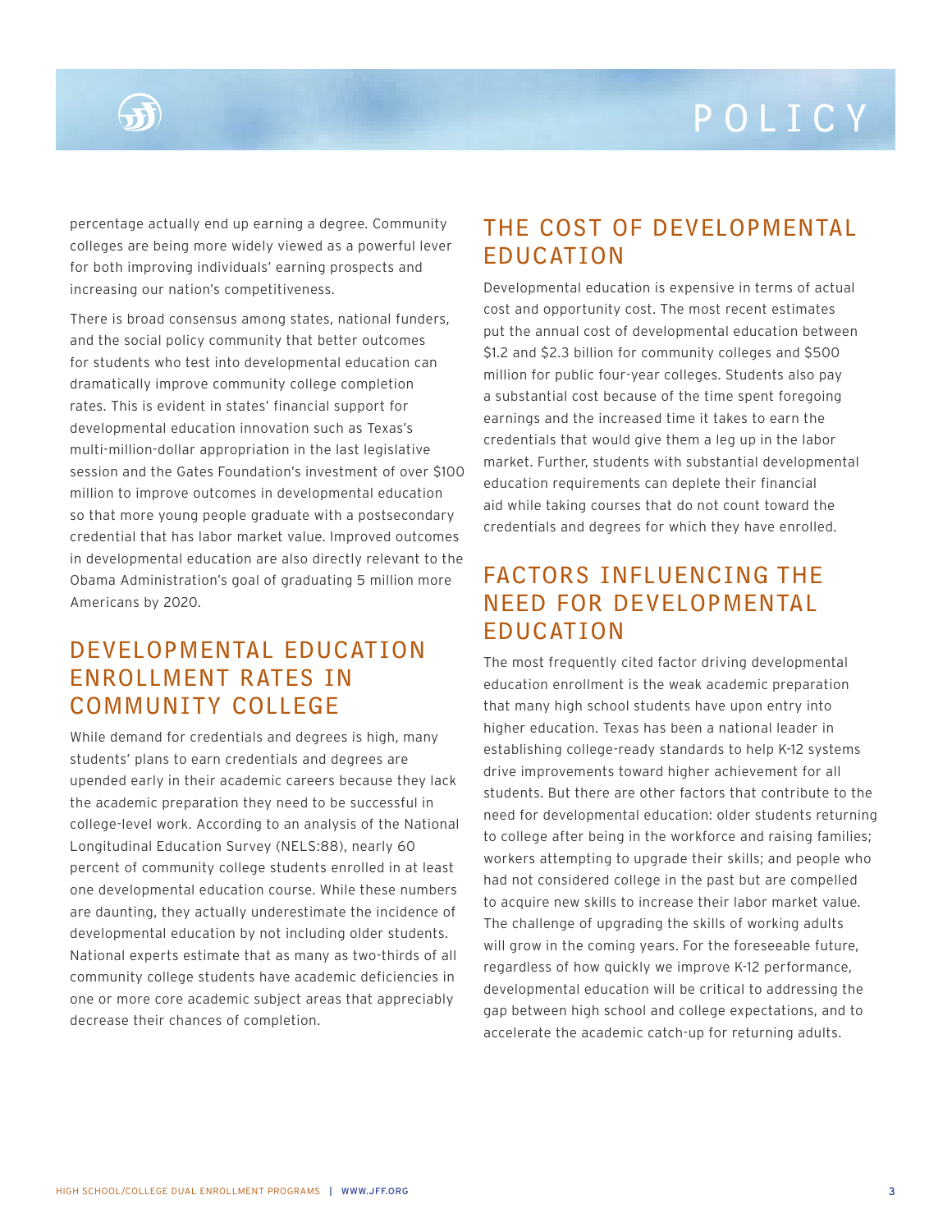percentage actually end up earning a degree. Community colleges are being more widely viewed as a powerful lever for both improving individuals' earning prospects and increasing our nation's competitiveness.

There is broad consensus among states, national funders, and the social policy community that better outcomes for students who test into developmental education can dramatically improve community college completion rates. This is evident in states' financial support for developmental education innovation such as Texas's multi-million-dollar appropriation in the last legislative session and the Gates Foundation's investment of over $100 million to improve outcomes in developmental education so that more young people graduate with a postsecondary credential that has labor market value. Improved outcomes in developmental education are also directly relevant to the Obama Administration's goal of graduating 5 million more Americans by 2020.

## DEVELOPMENTAL EDUCATION ENROLLMENT RATES IN COMMUNITY COLLEGE

While demand for credentials and degrees is high, many students' plans to earn credentials and degrees are upended early in their academic careers because they lack the academic preparation they need to be successful in college-level work. According to an analysis of the National Longitudinal Education Survey (NELS:88), nearly 60 percent of community college students enrolled in at least one developmental education course. While these numbers are daunting, they actually underestimate the incidence of developmental education by not including older students. National experts estimate that as many as two-thirds of all community college students have academic deficiencies in one or more core academic subject areas that appreciably decrease their chances of completion.

## THE COST OF DEVELOPMENTAL EDUCATION

Developmental education is expensive in terms of actual cost and opportunity cost. The most recent estimates put the annual cost of developmental education between $1.2 and $2.3 billion for community colleges and $500 million for public four-year colleges. Students also pay a substantial cost because of the time spent foregoing earnings and the increased time it takes to earn the credentials that would give them a leg up in the labor market. Further, students with substantial developmental education requirements can deplete their financial aid while taking courses that do not count toward the credentials and degrees for which they have enrolled.

## FACTORS INFLUENCING THE NEED FOR DEVELOPMENTAL EDUCATION

The most frequently cited factor driving developmental education enrollment is the weak academic preparation that many high school students have upon entry into higher education. Texas has been a national leader in establishing college-ready standards to help K-12 systems drive improvements toward higher achievement for all students. But there are other factors that contribute to the need for developmental education: older students returning to college after being in the workforce and raising families; workers attempting to upgrade their skills; and people who had not considered college in the past but are compelled to acquire new skills to increase their labor market value. The challenge of upgrading the skills of working adults will grow in the coming years. For the foreseeable future, regardless of how quickly we improve K-12 performance, developmental education will be critical to addressing the gap between high school and college expectations, and to accelerate the academic catch-up for returning adults.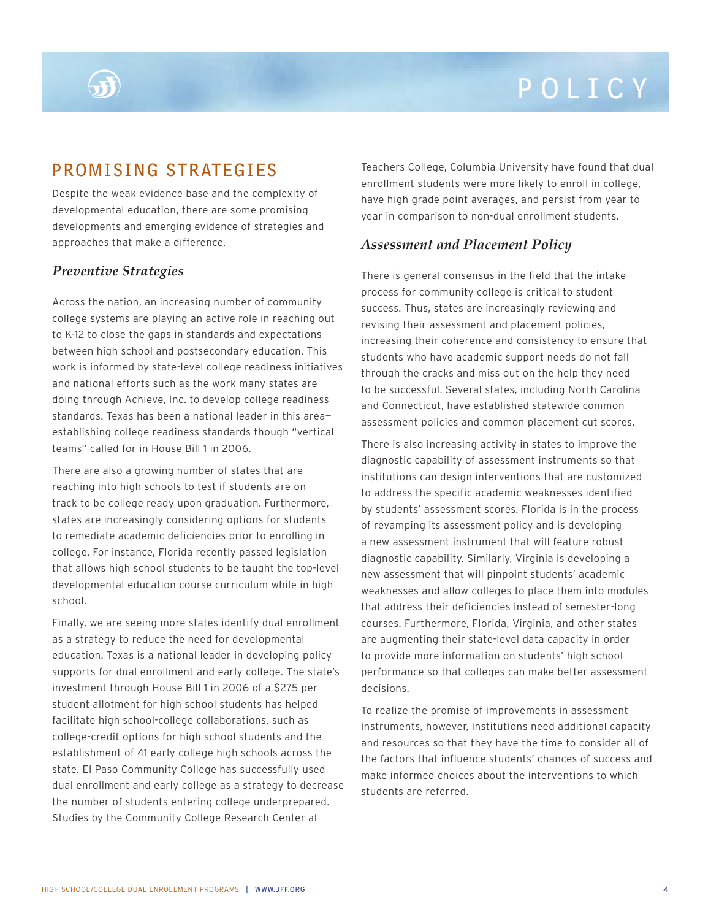## PROMISING STRATEGIES

Despite the weak evidence base and the complexity of developmental education, there are some promising developments and emerging evidence of strategies and approaches that make a difference.

### *Preventive Strategies*

Across the nation, an increasing number of community college systems are playing an active role in reaching out to K-12 to close the gaps in standards and expectations between high school and postsecondary education. This work is informed by state-level college readiness initiatives and national efforts such as the work many states are doing through Achieve, Inc. to develop college readiness standards. Texas has been a national leader in this area—establishing college readiness standards though "vertical teams" called for in House Bill 1 in 2006.

There are also a growing number of states that are reaching into high schools to test if students are on track to be college ready upon graduation. Furthermore, states are increasingly considering options for students to remediate academic deficiencies prior to enrolling in college. For instance, Florida recently passed legislation that allows high school students to be taught the top-level developmental education course curriculum while in high school.

Finally, we are seeing more states identify dual enrollment as a strategy to reduce the need for developmental education. Texas is a national leader in developing policy supports for dual enrollment and early college. The state's investment through House Bill 1 in 2006 of a $275 per student allotment for high school students has helped facilitate high school-college collaborations, such as college-credit options for high school students and the establishment of 41 early college high schools across the state. El Paso Community College has successfully used dual enrollment and early college as a strategy to decrease the number of students entering college underprepared. Studies by the Community College Research Center at Teachers College, Columbia University have found that dual enrollment students were more likely to enroll in college, have high grade point averages, and persist from year to year in comparison to non-dual enrollment students.

### *Assessment and Placement Policy*

There is general consensus in the field that the intake process for community college is critical to student success. Thus, states are increasingly reviewing and revising their assessment and placement policies, increasing their coherence and consistency to ensure that students who have academic support needs do not fall through the cracks and miss out on the help they need to be successful. Several states, including North Carolina and Connecticut, have established statewide common assessment policies and common placement cut scores.

There is also increasing activity in states to improve the diagnostic capability of assessment instruments so that institutions can design interventions that are customized to address the specific academic weaknesses identified by students' assessment scores. Florida is in the process of revamping its assessment policy and is developing a new assessment instrument that will feature robust diagnostic capability. Similarly, Virginia is developing a new assessment that will pinpoint students' academic weaknesses and allow colleges to place them into modules that address their deficiencies instead of semester-long courses. Furthermore, Florida, Virginia, and other states are augmenting their state-level data capacity in order to provide more information on students' high school performance so that colleges can make better assessment decisions.

To realize the promise of improvements in assessment instruments, however, institutions need additional capacity and resources so that they have the time to consider all of the factors that influence students' chances of success and make informed choices about the interventions to which students are referred.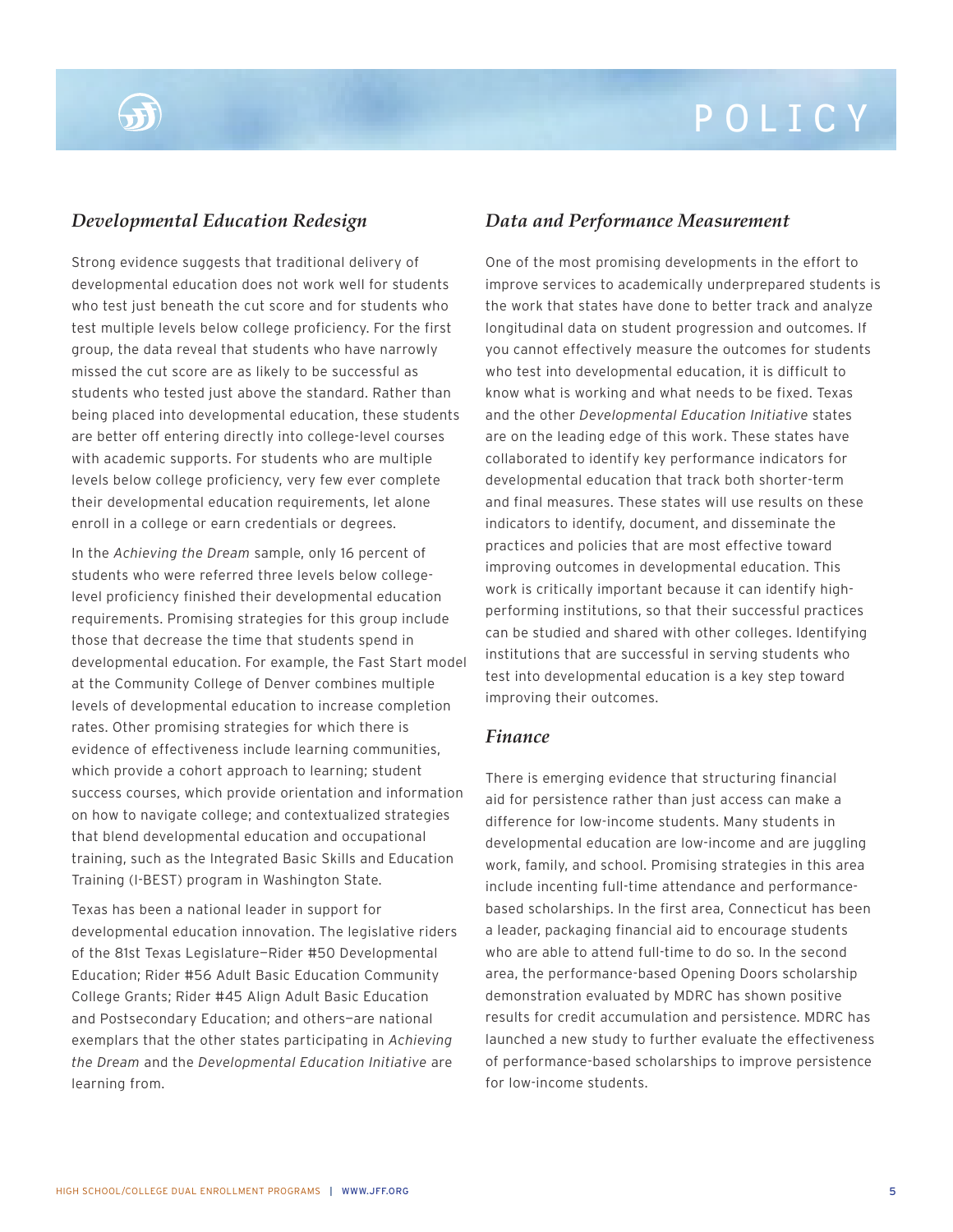### *Developmental Education Redesign*

Strong evidence suggests that traditional delivery of developmental education does not work well for students who test just beneath the cut score and for students who test multiple levels below college proficiency. For the first group, the data reveal that students who have narrowly missed the cut score are as likely to be successful as students who tested just above the standard. Rather than being placed into developmental education, these students are better off entering directly into college-level courses with academic supports. For students who are multiple levels below college proficiency, very few ever complete their developmental education requirements, let alone enroll in a college or earn credentials or degrees.

In the *Achieving the Dream* sample, only 16 percent of students who were referred three levels below college-level proficiency finished their developmental education requirements. Promising strategies for this group include those that decrease the time that students spend in developmental education. For example, the Fast Start model at the Community College of Denver combines multiple levels of developmental education to increase completion rates. Other promising strategies for which there is evidence of effectiveness include learning communities, which provide a cohort approach to learning; student success courses, which provide orientation and information on how to navigate college; and contextualized strategies that blend developmental education and occupational training, such as the Integrated Basic Skills and Education Training (I-BEST) program in Washington State.

Texas has been a national leader in support for developmental education innovation. The legislative riders of the 81st Texas Legislature—Rider #50 Developmental Education; Rider #56 Adult Basic Education Community College Grants; Rider #45 Align Adult Basic Education and Postsecondary Education; and others—are national exemplars that the other states participating in *Achieving the Dream* and the *Developmental Education Initiative* are learning from.

### *Data and Performance Measurement*

One of the most promising developments in the effort to improve services to academically underprepared students is the work that states have done to better track and analyze longitudinal data on student progression and outcomes. If you cannot effectively measure the outcomes for students who test into developmental education, it is difficult to know what is working and what needs to be fixed. Texas and the other *Developmental Education Initiative* states are on the leading edge of this work. These states have collaborated to identify key performance indicators for developmental education that track both shorter-term and final measures. These states will use results on these indicators to identify, document, and disseminate the practices and policies that are most effective toward improving outcomes in developmental education. This work is critically important because it can identify high-performing institutions, so that their successful practices can be studied and shared with other colleges. Identifying institutions that are successful in serving students who test into developmental education is a key step toward improving their outcomes.

### *Finance*

There is emerging evidence that structuring financial aid for persistence rather than just access can make a difference for low-income students. Many students in developmental education are low-income and are juggling work, family, and school. Promising strategies in this area include incenting full-time attendance and performance-based scholarships. In the first area, Connecticut has been a leader, packaging financial aid to encourage students who are able to attend full-time to do so. In the second area, the performance-based Opening Doors scholarship demonstration evaluated by MDRC has shown positive results for credit accumulation and persistence. MDRC has launched a new study to further evaluate the effectiveness of performance-based scholarships to improve persistence for low-income students.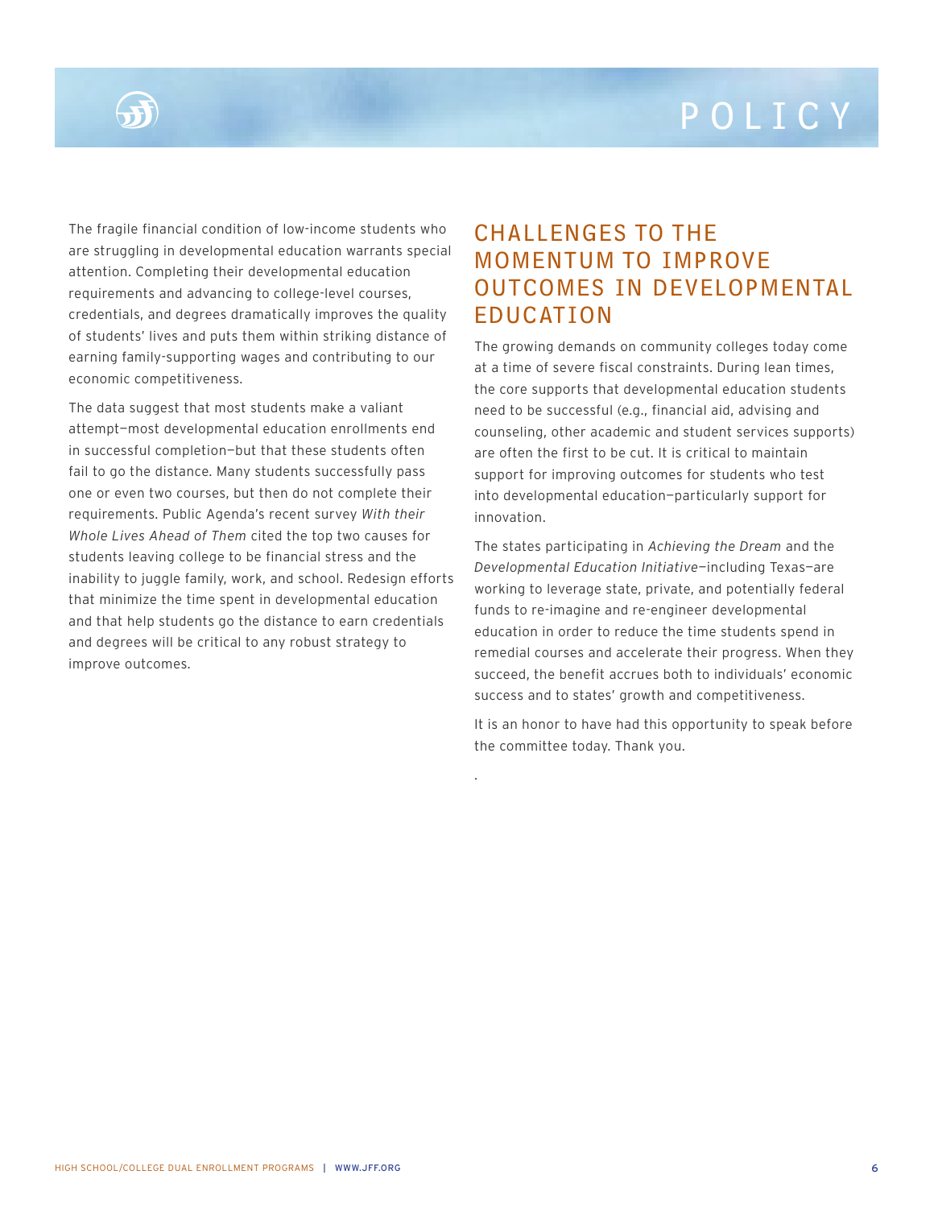The fragile financial condition of low-income students who are struggling in developmental education warrants special attention. Completing their developmental education requirements and advancing to college-level courses, credentials, and degrees dramatically improves the quality of students' lives and puts them within striking distance of earning family-supporting wages and contributing to our economic competitiveness.

The data suggest that most students make a valiant attempt—most developmental education enrollments end in successful completion—but that these students often fail to go the distance. Many students successfully pass one or even two courses, but then do not complete their requirements. Public Agenda's recent survey *With their Whole Lives Ahead of Them* cited the top two causes for students leaving college to be financial stress and the inability to juggle family, work, and school. Redesign efforts that minimize the time spent in developmental education and that help students go the distance to earn credentials and degrees will be critical to any robust strategy to improve outcomes.

## CHALLENGES TO THE MOMENTUM TO IMPROVE OUTCOMES IN DEVELOPMENTAL EDUCATION

The growing demands on community colleges today come at a time of severe fiscal constraints. During lean times, the core supports that developmental education students need to be successful (e.g., financial aid, advising and counseling, other academic and student services supports) are often the first to be cut. It is critical to maintain support for improving outcomes for students who test into developmental education—particularly support for innovation.

The states participating in *Achieving the Dream* and the *Developmental Education Initiative*—including Texas—are working to leverage state, private, and potentially federal funds to re-imagine and re-engineer developmental education in order to reduce the time students spend in remedial courses and accelerate their progress. When they succeed, the benefit accrues both to individuals' economic success and to states' growth and competitiveness.

It is an honor to have had this opportunity to speak before the committee today. Thank you.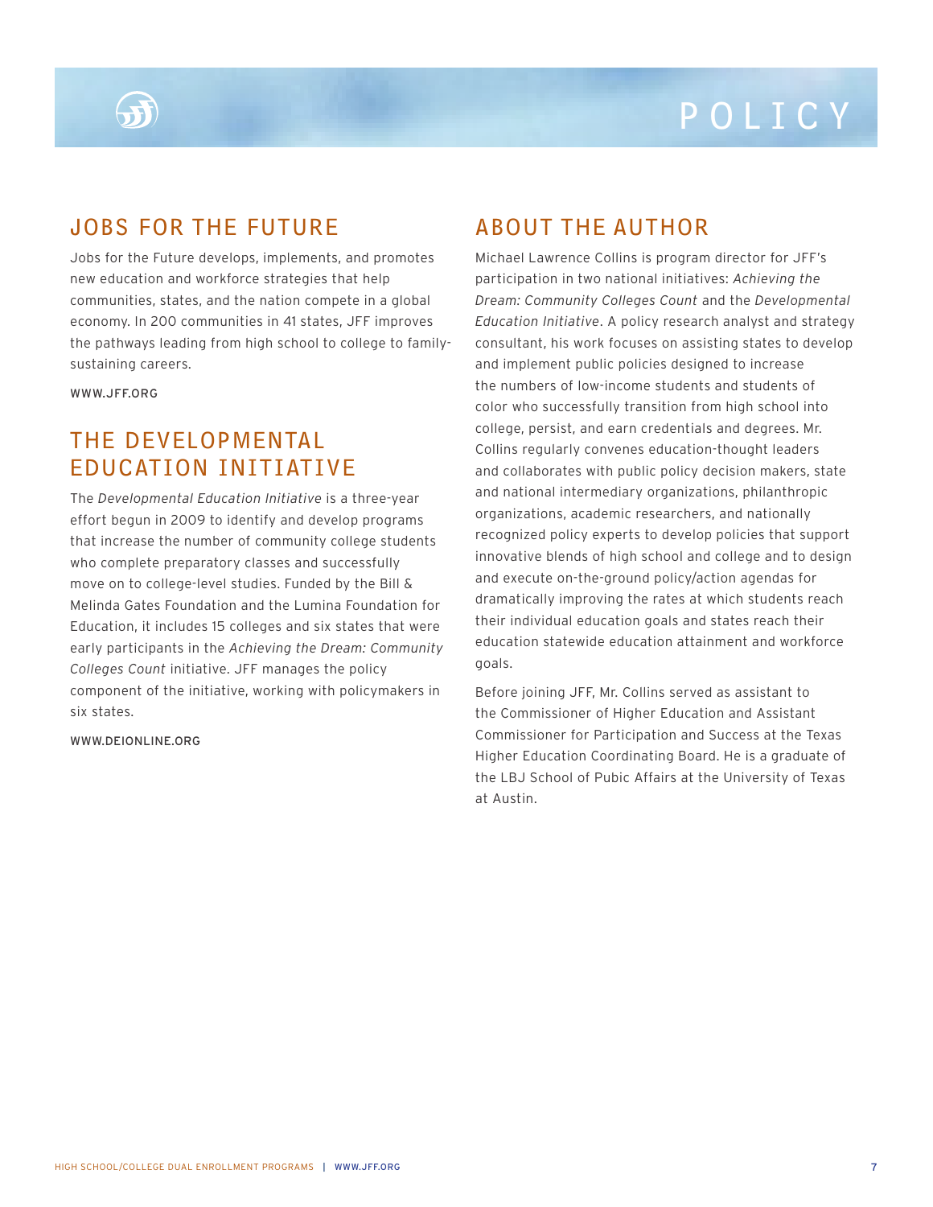POLICY

## JOBS FOR THE FUTURE

Jobs for the Future develops, implements, and promotes new education and workforce strategies that help communities, states, and the nation compete in a global economy. In 200 communities in 41 states, JFF improves the pathways leading from high school to college to family-sustaining careers.

WWW.JFF.ORG

## THE DEVELOPMENTAL EDUCATION INITIATIVE

The *Developmental Education Initiative* is a three-year effort begun in 2009 to identify and develop programs that increase the number of community college students who complete preparatory classes and successfully move on to college-level studies. Funded by the Bill & Melinda Gates Foundation and the Lumina Foundation for Education, it includes 15 colleges and six states that were early participants in the *Achieving the Dream: Community Colleges Count* initiative. JFF manages the policy component of the initiative, working with policymakers in six states.

WWW.DEIONLINE.ORG

## ABOUT THE AUTHOR

Michael Lawrence Collins is program director for JFF's participation in two national initiatives: *Achieving the Dream: Community Colleges Count* and the *Developmental Education Initiative*. A policy research analyst and strategy consultant, his work focuses on assisting states to develop and implement public policies designed to increase the numbers of low-income students and students of color who successfully transition from high school into college, persist, and earn credentials and degrees. Mr. Collins regularly convenes education-thought leaders and collaborates with public policy decision makers, state and national intermediary organizations, philanthropic organizations, academic researchers, and nationally recognized policy experts to develop policies that support innovative blends of high school and college and to design and execute on-the-ground policy/action agendas for dramatically improving the rates at which students reach their individual education goals and states reach their education statewide education attainment and workforce goals.

Before joining JFF, Mr. Collins served as assistant to the Commissioner of Higher Education and Assistant Commissioner for Participation and Success at the Texas Higher Education Coordinating Board. He is a graduate of the LBJ School of Pubic Affairs at the University of Texas at Austin.